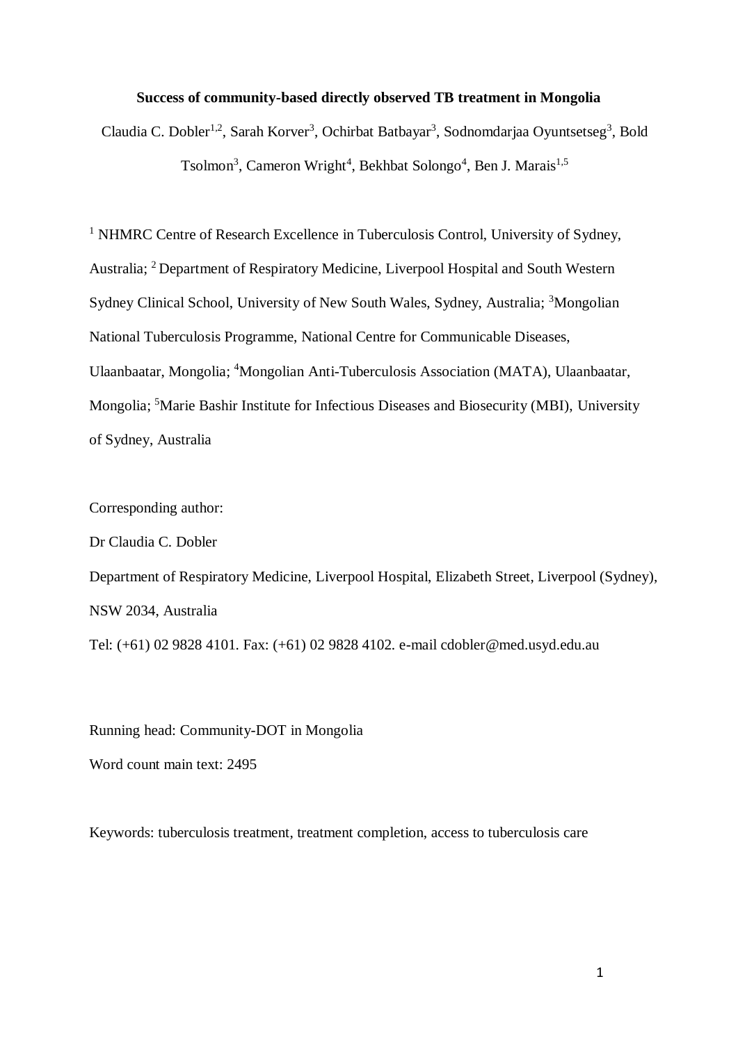# Success of community-based directly observed TB treatment in Mongolia

Claudia C. Dobler[1,2], Sarah Korver[3], Ochirbat Batbayar[3], Sodnomdarjaa Oyuntsetseg[3], Bold Tsolmon[3], Cameron Wright[4], Bekhbat Solongo[4], Ben J. Marais[1,5]

[1] NHMRC Centre of Research Excellence in Tuberculosis Control, University of Sydney, Australia; [2] Department of Respiratory Medicine, Liverpool Hospital and South Western Sydney Clinical School, University of New South Wales, Sydney, Australia; [3] Mongolian National Tuberculosis Programme, National Centre for Communicable Diseases, Ulaanbaatar, Mongolia; [4] Mongolian Anti-Tuberculosis Association (MATA), Ulaanbaatar, Mongolia; [5] Marie Bashir Institute for Infectious Diseases and Biosecurity (MBI), University of Sydney, Australia

Corresponding author:

Dr Claudia C. Dobler

Department of Respiratory Medicine, Liverpool Hospital, Elizabeth Street, Liverpool (Sydney), NSW 2034, Australia

Tel: (+61) 02 9828 4101. Fax: (+61) 02 9828 4102. e-mail cdobler@med.usyd.edu.au

Running head: Community-DOT in Mongolia

Word count main text: 2495

Keywords: tuberculosis treatment, treatment completion, access to tuberculosis care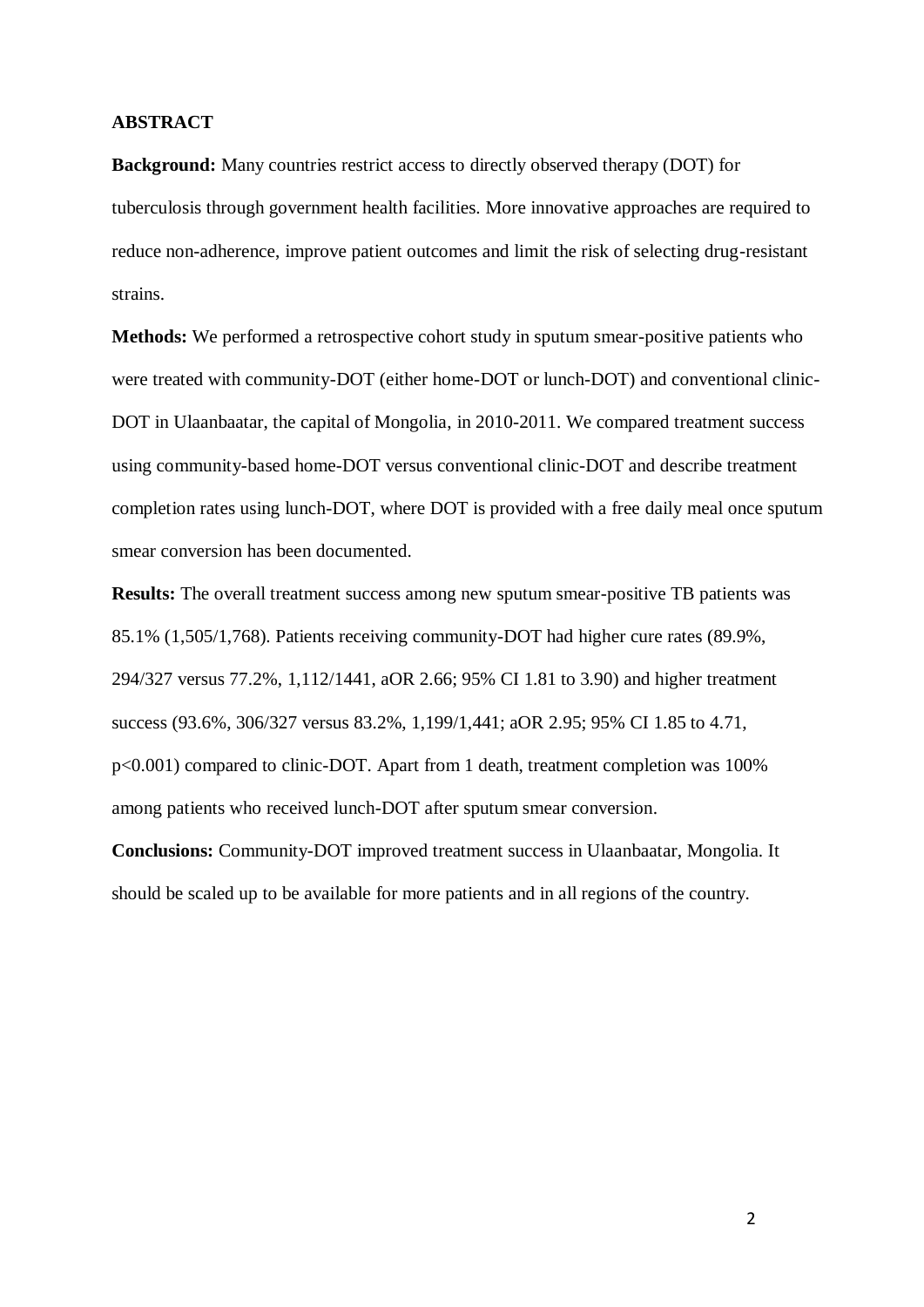## ABSTRACT

**Background:** Many countries restrict access to directly observed therapy (DOT) for tuberculosis through government health facilities. More innovative approaches are required to reduce non-adherence, improve patient outcomes and limit the risk of selecting drug-resistant strains.

**Methods:** We performed a retrospective cohort study in sputum smear-positive patients who were treated with community-DOT (either home-DOT or lunch-DOT) and conventional clinic-DOT in Ulaanbaatar, the capital of Mongolia, in 2010-2011. We compared treatment success using community-based home-DOT versus conventional clinic-DOT and describe treatment completion rates using lunch-DOT, where DOT is provided with a free daily meal once sputum smear conversion has been documented.

**Results:** The overall treatment success among new sputum smear-positive TB patients was 85.1% (1,505/1,768). Patients receiving community-DOT had higher cure rates (89.9%, 294/327 versus 77.2%, 1,112/1441, aOR 2.66; 95% CI 1.81 to 3.90) and higher treatment success (93.6%, 306/327 versus 83.2%, 1,199/1,441; aOR 2.95; 95% CI 1.85 to 4.71, $p<0.001$) compared to clinic-DOT. Apart from 1 death, treatment completion was 100% among patients who received lunch-DOT after sputum smear conversion.

**Conclusions:** Community-DOT improved treatment success in Ulaanbaatar, Mongolia. It should be scaled up to be available for more patients and in all regions of the country.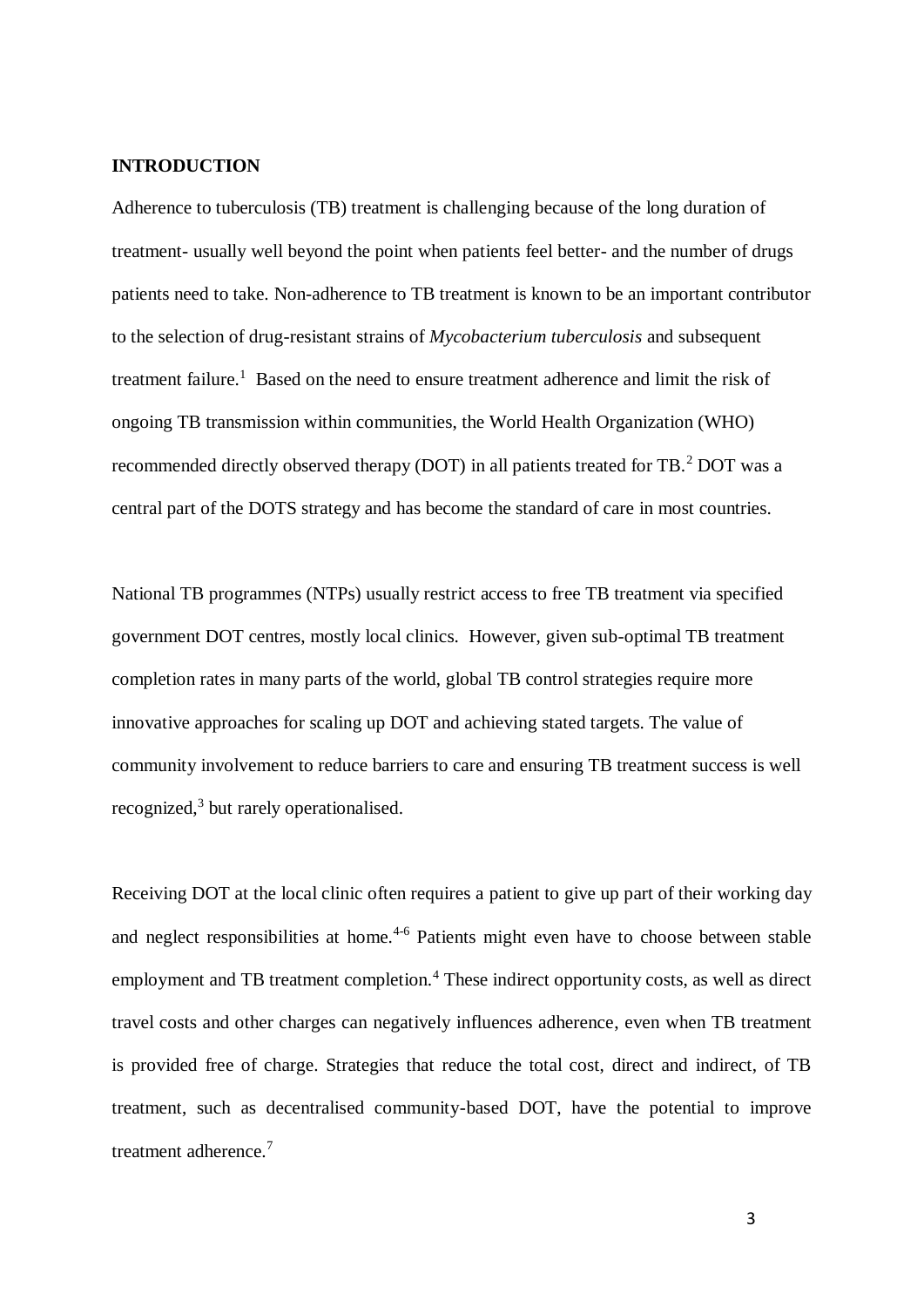## INTRODUCTION

Adherence to tuberculosis (TB) treatment is challenging because of the long duration of treatment- usually well beyond the point when patients feel better- and the number of drugs patients need to take. Non-adherence to TB treatment is known to be an important contributor to the selection of drug-resistant strains of *Mycobacterium tuberculosis* and subsequent treatment failure.[1] Based on the need to ensure treatment adherence and limit the risk of ongoing TB transmission within communities, the World Health Organization (WHO) recommended directly observed therapy (DOT) in all patients treated for TB.[2] DOT was a central part of the DOTS strategy and has become the standard of care in most countries.

National TB programmes (NTPs) usually restrict access to free TB treatment via specified government DOT centres, mostly local clinics. However, given sub-optimal TB treatment completion rates in many parts of the world, global TB control strategies require more innovative approaches for scaling up DOT and achieving stated targets. The value of community involvement to reduce barriers to care and ensuring TB treatment success is well recognized,[3] but rarely operationalised.

Receiving DOT at the local clinic often requires a patient to give up part of their working day and neglect responsibilities at home.[4-6] Patients might even have to choose between stable employment and TB treatment completion.[4] These indirect opportunity costs, as well as direct travel costs and other charges can negatively influences adherence, even when TB treatment is provided free of charge. Strategies that reduce the total cost, direct and indirect, of TB treatment, such as decentralised community-based DOT, have the potential to improve treatment adherence.[7]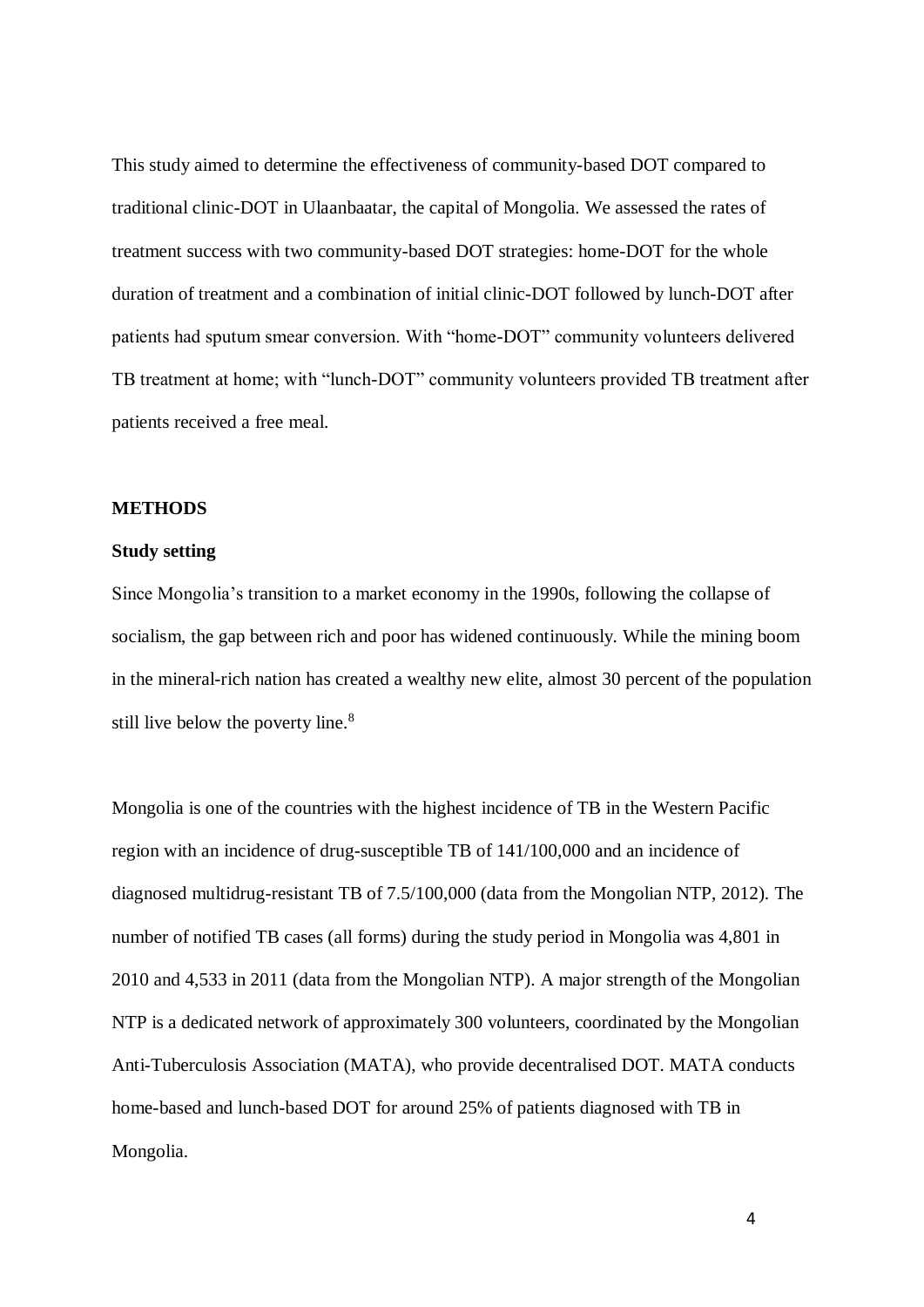This study aimed to determine the effectiveness of community-based DOT compared to traditional clinic-DOT in Ulaanbaatar, the capital of Mongolia. We assessed the rates of treatment success with two community-based DOT strategies: home-DOT for the whole duration of treatment and a combination of initial clinic-DOT followed by lunch-DOT after patients had sputum smear conversion. With "home-DOT" community volunteers delivered TB treatment at home; with "lunch-DOT" community volunteers provided TB treatment after patients received a free meal.

## METHODS

### Study setting

Since Mongolia's transition to a market economy in the 1990s, following the collapse of socialism, the gap between rich and poor has widened continuously. While the mining boom in the mineral-rich nation has created a wealthy new elite, almost 30 percent of the population still live below the poverty line.[8]

Mongolia is one of the countries with the highest incidence of TB in the Western Pacific region with an incidence of drug-susceptible TB of 141/100,000 and an incidence of diagnosed multidrug-resistant TB of 7.5/100,000 (data from the Mongolian NTP, 2012). The number of notified TB cases (all forms) during the study period in Mongolia was 4,801 in 2010 and 4,533 in 2011 (data from the Mongolian NTP). A major strength of the Mongolian NTP is a dedicated network of approximately 300 volunteers, coordinated by the Mongolian Anti-Tuberculosis Association (MATA), who provide decentralised DOT. MATA conducts home-based and lunch-based DOT for around 25% of patients diagnosed with TB in Mongolia.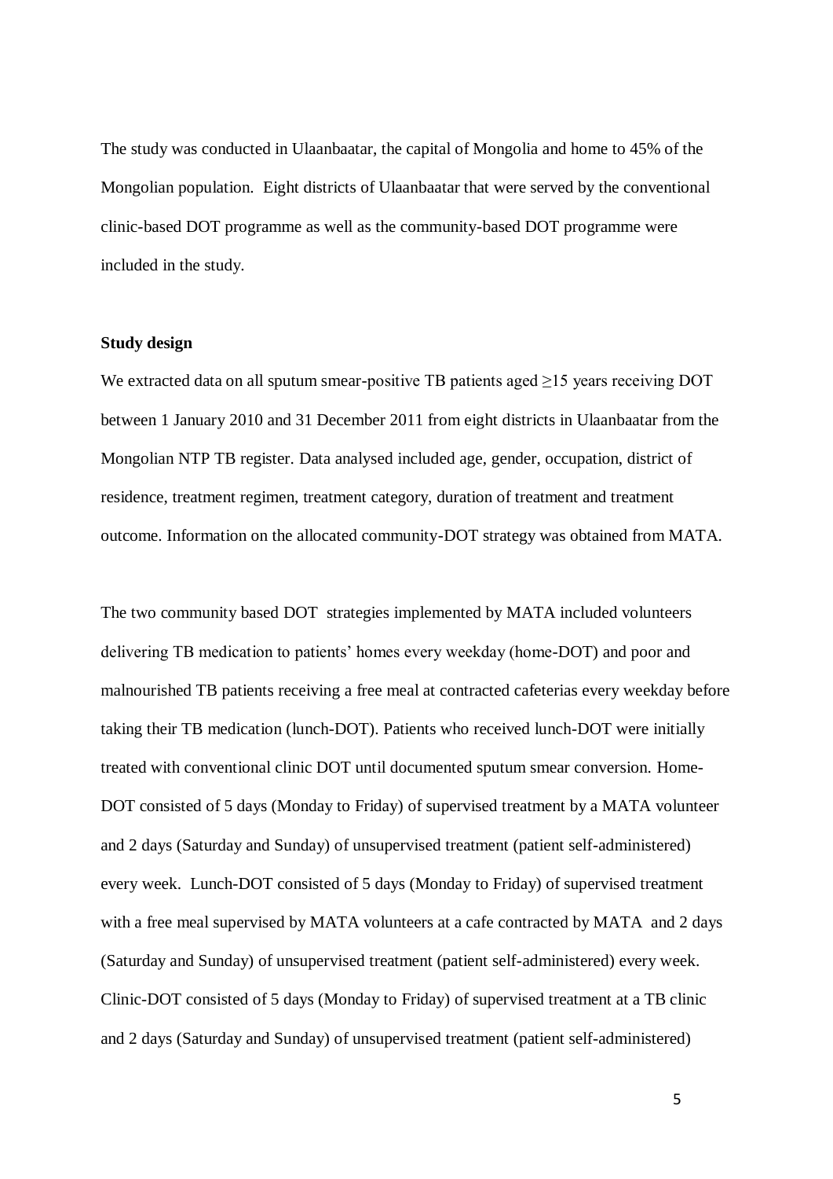The study was conducted in Ulaanbaatar, the capital of Mongolia and home to 45% of the Mongolian population. Eight districts of Ulaanbaatar that were served by the conventional clinic-based DOT programme as well as the community-based DOT programme were included in the study.

### Study design

We extracted data on all sputum smear-positive TB patients aged ≥15 years receiving DOT between 1 January 2010 and 31 December 2011 from eight districts in Ulaanbaatar from the Mongolian NTP TB register. Data analysed included age, gender, occupation, district of residence, treatment regimen, treatment category, duration of treatment and treatment outcome. Information on the allocated community-DOT strategy was obtained from MATA.

The two community based DOT strategies implemented by MATA included volunteers delivering TB medication to patients' homes every weekday (home-DOT) and poor and malnourished TB patients receiving a free meal at contracted cafeterias every weekday before taking their TB medication (lunch-DOT). Patients who received lunch-DOT were initially treated with conventional clinic DOT until documented sputum smear conversion. Home-DOT consisted of 5 days (Monday to Friday) of supervised treatment by a MATA volunteer and 2 days (Saturday and Sunday) of unsupervised treatment (patient self-administered) every week. Lunch-DOT consisted of 5 days (Monday to Friday) of supervised treatment with a free meal supervised by MATA volunteers at a cafe contracted by MATA and 2 days (Saturday and Sunday) of unsupervised treatment (patient self-administered) every week. Clinic-DOT consisted of 5 days (Monday to Friday) of supervised treatment at a TB clinic and 2 days (Saturday and Sunday) of unsupervised treatment (patient self-administered)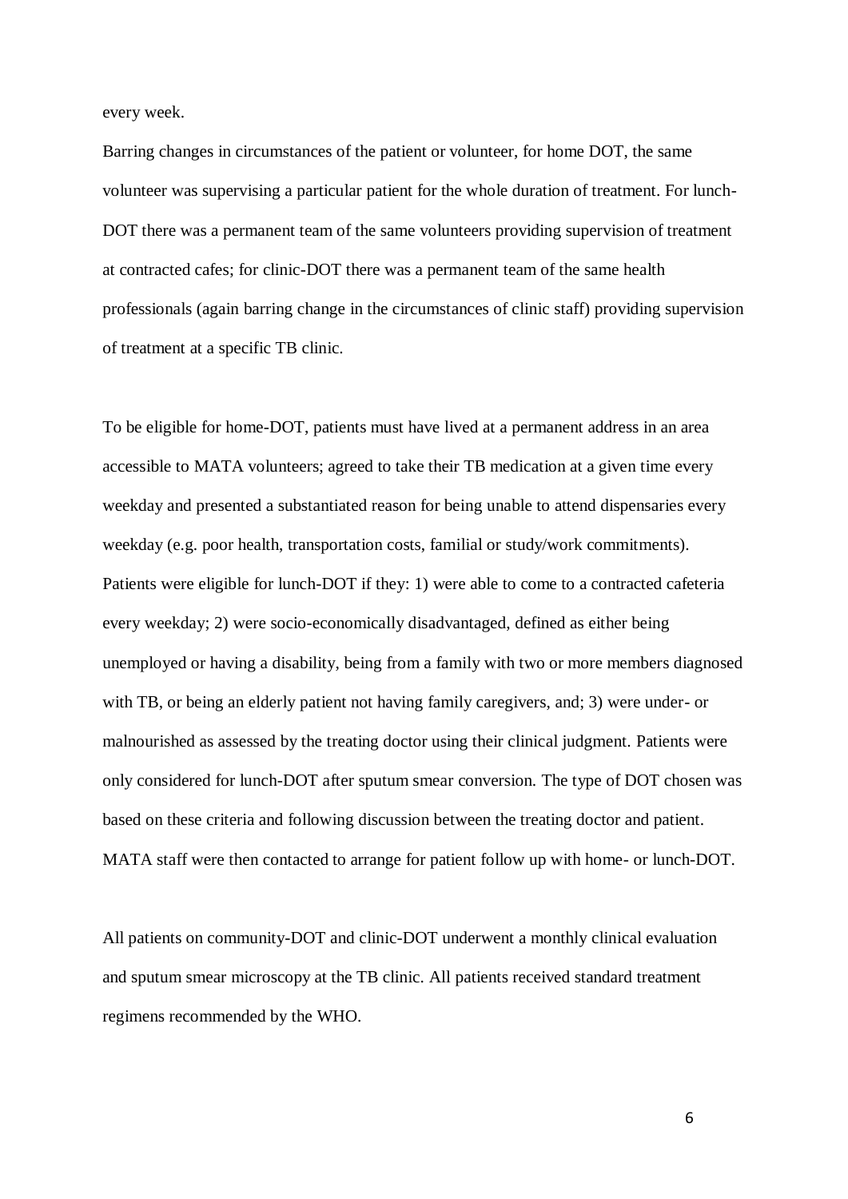every week.

Barring changes in circumstances of the patient or volunteer, for home DOT, the same volunteer was supervising a particular patient for the whole duration of treatment. For lunch-DOT there was a permanent team of the same volunteers providing supervision of treatment at contracted cafes; for clinic-DOT there was a permanent team of the same health professionals (again barring change in the circumstances of clinic staff) providing supervision of treatment at a specific TB clinic.

To be eligible for home-DOT, patients must have lived at a permanent address in an area accessible to MATA volunteers; agreed to take their TB medication at a given time every weekday and presented a substantiated reason for being unable to attend dispensaries every weekday (e.g. poor health, transportation costs, familial or study/work commitments). Patients were eligible for lunch-DOT if they: 1) were able to come to a contracted cafeteria every weekday; 2) were socio-economically disadvantaged, defined as either being unemployed or having a disability, being from a family with two or more members diagnosed with TB, or being an elderly patient not having family caregivers, and; 3) were under- or malnourished as assessed by the treating doctor using their clinical judgment. Patients were only considered for lunch-DOT after sputum smear conversion. The type of DOT chosen was based on these criteria and following discussion between the treating doctor and patient. MATA staff were then contacted to arrange for patient follow up with home- or lunch-DOT.

All patients on community-DOT and clinic-DOT underwent a monthly clinical evaluation and sputum smear microscopy at the TB clinic. All patients received standard treatment regimens recommended by the WHO.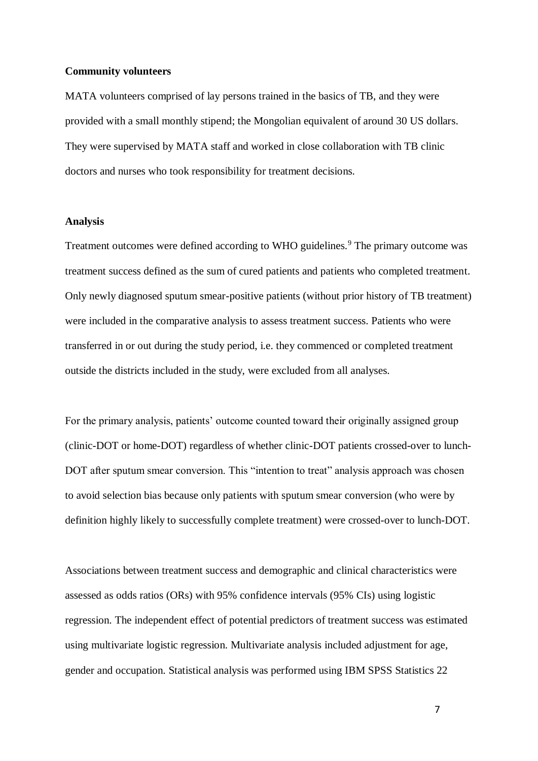### Community volunteers

MATA volunteers comprised of lay persons trained in the basics of TB, and they were provided with a small monthly stipend; the Mongolian equivalent of around 30 US dollars. They were supervised by MATA staff and worked in close collaboration with TB clinic doctors and nurses who took responsibility for treatment decisions.

### Analysis

Treatment outcomes were defined according to WHO guidelines.[9] The primary outcome was treatment success defined as the sum of cured patients and patients who completed treatment. Only newly diagnosed sputum smear-positive patients (without prior history of TB treatment) were included in the comparative analysis to assess treatment success. Patients who were transferred in or out during the study period, i.e. they commenced or completed treatment outside the districts included in the study, were excluded from all analyses.

For the primary analysis, patients' outcome counted toward their originally assigned group (clinic-DOT or home-DOT) regardless of whether clinic-DOT patients crossed-over to lunch-DOT after sputum smear conversion. This "intention to treat" analysis approach was chosen to avoid selection bias because only patients with sputum smear conversion (who were by definition highly likely to successfully complete treatment) were crossed-over to lunch-DOT.

Associations between treatment success and demographic and clinical characteristics were assessed as odds ratios (ORs) with 95% confidence intervals (95% CIs) using logistic regression. The independent effect of potential predictors of treatment success was estimated using multivariate logistic regression. Multivariate analysis included adjustment for age, gender and occupation. Statistical analysis was performed using IBM SPSS Statistics 22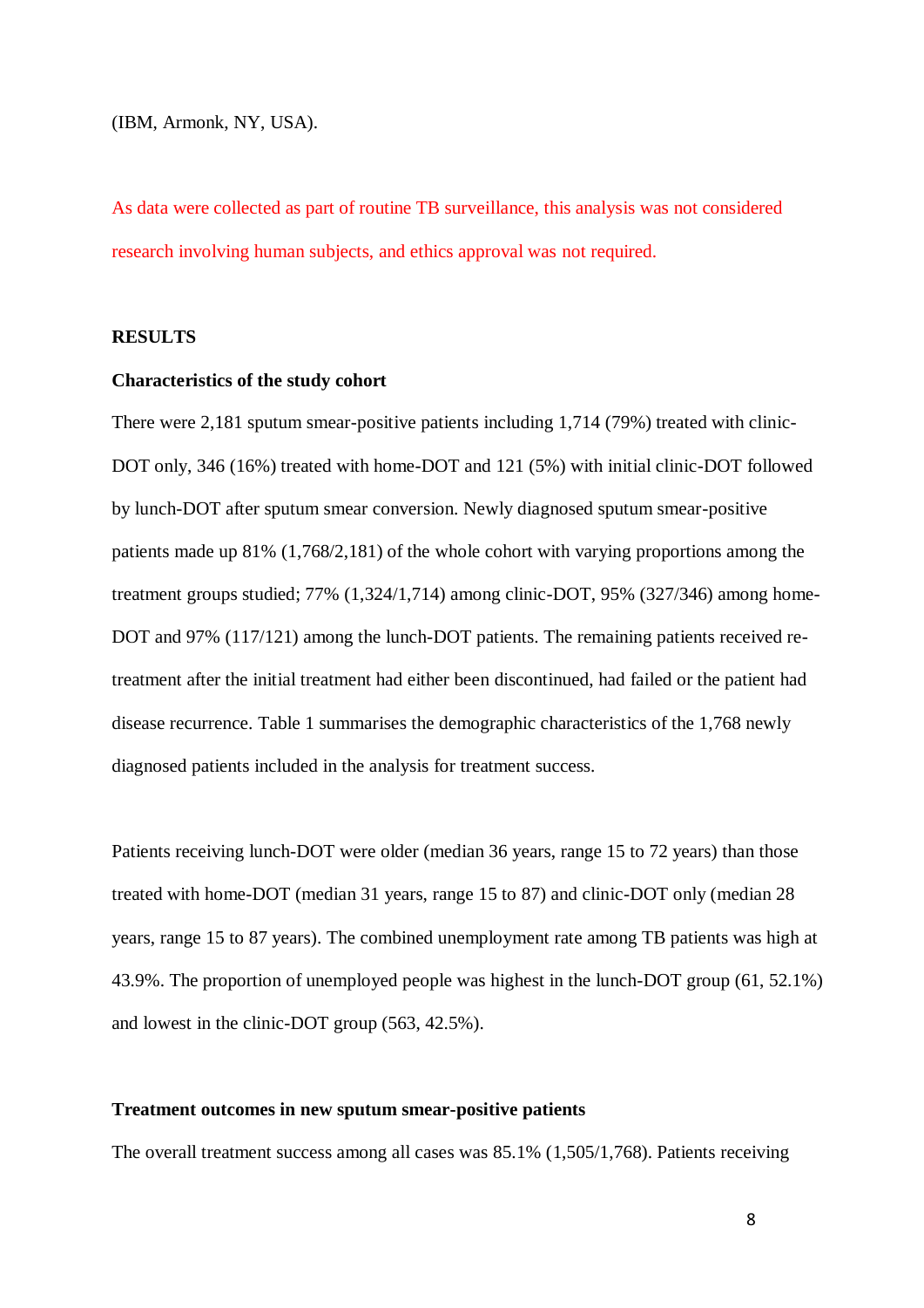(IBM, Armonk, NY, USA).

As data were collected as part of routine TB surveillance, this analysis was not considered research involving human subjects, and ethics approval was not required.

## RESULTS

### Characteristics of the study cohort

There were 2,181 sputum smear-positive patients including 1,714 (79%) treated with clinic-DOT only, 346 (16%) treated with home-DOT and 121 (5%) with initial clinic-DOT followed by lunch-DOT after sputum smear conversion. Newly diagnosed sputum smear-positive patients made up 81% (1,768/2,181) of the whole cohort with varying proportions among the treatment groups studied; 77% (1,324/1,714) among clinic-DOT, 95% (327/346) among home-DOT and 97% (117/121) among the lunch-DOT patients. The remaining patients received re-treatment after the initial treatment had either been discontinued, had failed or the patient had disease recurrence. Table 1 summarises the demographic characteristics of the 1,768 newly diagnosed patients included in the analysis for treatment success.

Patients receiving lunch-DOT were older (median 36 years, range 15 to 72 years) than those treated with home-DOT (median 31 years, range 15 to 87) and clinic-DOT only (median 28 years, range 15 to 87 years). The combined unemployment rate among TB patients was high at 43.9%. The proportion of unemployed people was highest in the lunch-DOT group (61, 52.1%) and lowest in the clinic-DOT group (563, 42.5%).

### Treatment outcomes in new sputum smear-positive patients

The overall treatment success among all cases was 85.1% (1,505/1,768). Patients receiving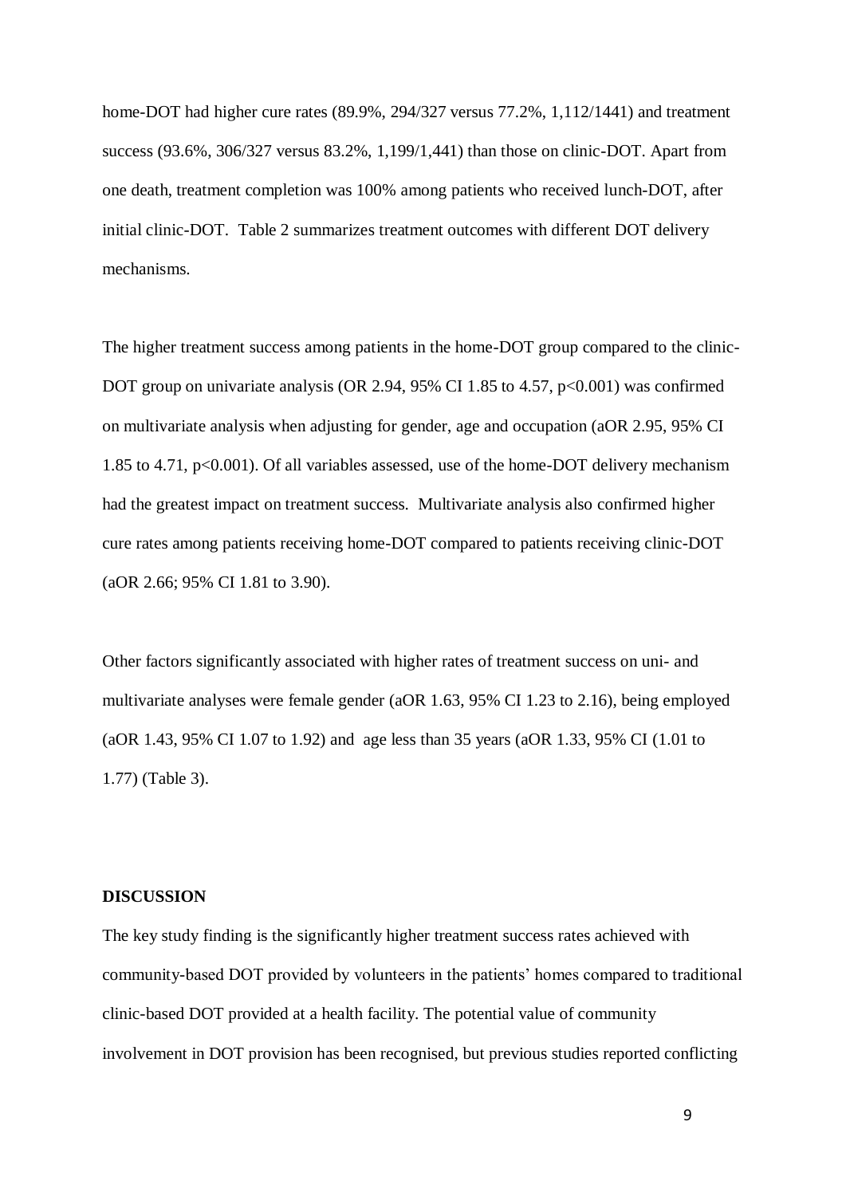home-DOT had higher cure rates (89.9%, 294/327 versus 77.2%, 1,112/1441) and treatment success (93.6%, 306/327 versus 83.2%, 1,199/1,441) than those on clinic-DOT. Apart from one death, treatment completion was 100% among patients who received lunch-DOT, after initial clinic-DOT. Table 2 summarizes treatment outcomes with different DOT delivery mechanisms.

The higher treatment success among patients in the home-DOT group compared to the clinic-DOT group on univariate analysis (OR 2.94, 95% CI 1.85 to 4.57, $p<0.001$) was confirmed on multivariate analysis when adjusting for gender, age and occupation (aOR 2.95, 95% CI 1.85 to 4.71, $p<0.001$). Of all variables assessed, use of the home-DOT delivery mechanism had the greatest impact on treatment success. Multivariate analysis also confirmed higher cure rates among patients receiving home-DOT compared to patients receiving clinic-DOT (aOR 2.66; 95% CI 1.81 to 3.90).

Other factors significantly associated with higher rates of treatment success on uni- and multivariate analyses were female gender (aOR 1.63, 95% CI 1.23 to 2.16), being employed (aOR 1.43, 95% CI 1.07 to 1.92) and age less than 35 years (aOR 1.33, 95% CI (1.01 to 1.77) (Table 3).

## DISCUSSION

The key study finding is the significantly higher treatment success rates achieved with community-based DOT provided by volunteers in the patients' homes compared to traditional clinic-based DOT provided at a health facility. The potential value of community involvement in DOT provision has been recognised, but previous studies reported conflicting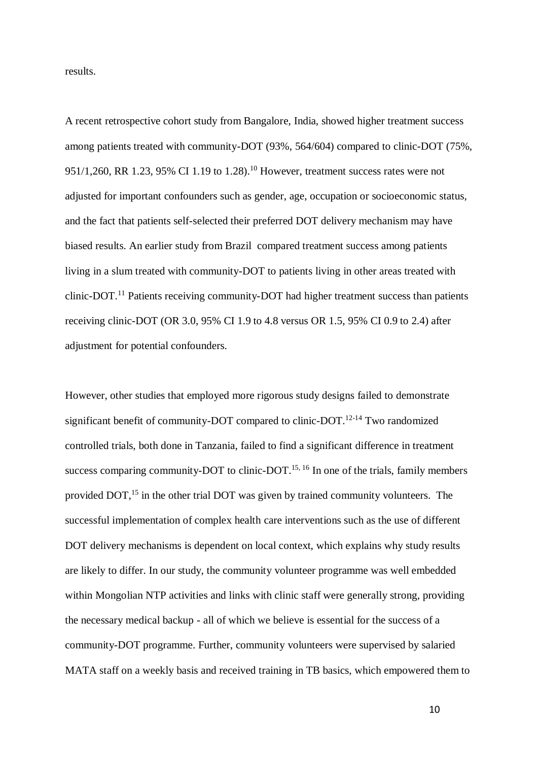results.

A recent retrospective cohort study from Bangalore, India, showed higher treatment success among patients treated with community-DOT (93%, 564/604) compared to clinic-DOT (75%, 951/1,260, RR 1.23, 95% CI 1.19 to 1.28).[10] However, treatment success rates were not adjusted for important confounders such as gender, age, occupation or socioeconomic status, and the fact that patients self-selected their preferred DOT delivery mechanism may have biased results. An earlier study from Brazil compared treatment success among patients living in a slum treated with community-DOT to patients living in other areas treated with clinic-DOT.[11] Patients receiving community-DOT had higher treatment success than patients receiving clinic-DOT (OR 3.0, 95% CI 1.9 to 4.8 versus OR 1.5, 95% CI 0.9 to 2.4) after adjustment for potential confounders.

However, other studies that employed more rigorous study designs failed to demonstrate significant benefit of community-DOT compared to clinic-DOT.[12-14] Two randomized controlled trials, both done in Tanzania, failed to find a significant difference in treatment success comparing community-DOT to clinic-DOT.[15, 16] In one of the trials, family members provided DOT,[15] in the other trial DOT was given by trained community volunteers. The successful implementation of complex health care interventions such as the use of different DOT delivery mechanisms is dependent on local context, which explains why study results are likely to differ. In our study, the community volunteer programme was well embedded within Mongolian NTP activities and links with clinic staff were generally strong, providing the necessary medical backup - all of which we believe is essential for the success of a community-DOT programme. Further, community volunteers were supervised by salaried MATA staff on a weekly basis and received training in TB basics, which empowered them to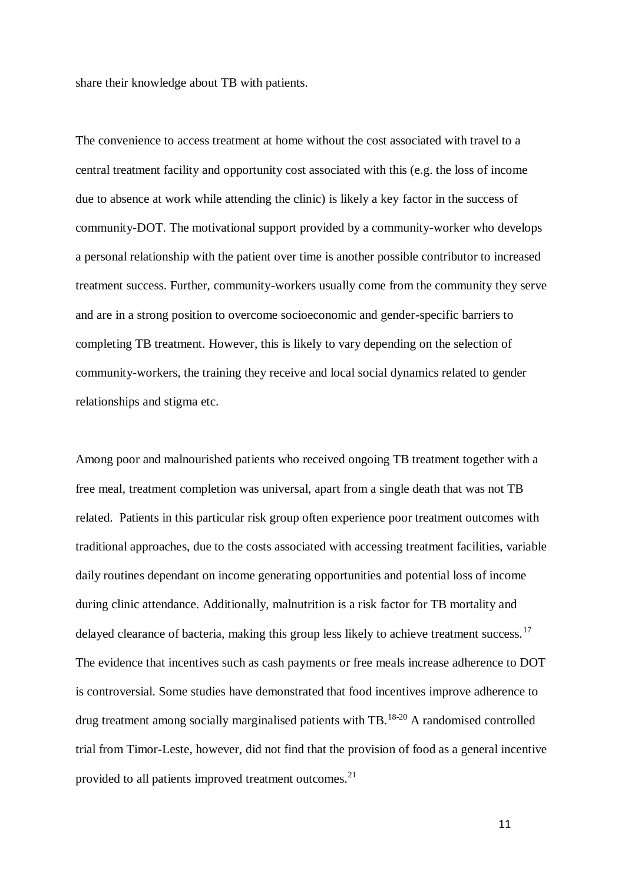share their knowledge about TB with patients.

The convenience to access treatment at home without the cost associated with travel to a central treatment facility and opportunity cost associated with this (e.g. the loss of income due to absence at work while attending the clinic) is likely a key factor in the success of community-DOT. The motivational support provided by a community-worker who develops a personal relationship with the patient over time is another possible contributor to increased treatment success. Further, community-workers usually come from the community they serve and are in a strong position to overcome socioeconomic and gender-specific barriers to completing TB treatment. However, this is likely to vary depending on the selection of community-workers, the training they receive and local social dynamics related to gender relationships and stigma etc.

Among poor and malnourished patients who received ongoing TB treatment together with a free meal, treatment completion was universal, apart from a single death that was not TB related. Patients in this particular risk group often experience poor treatment outcomes with traditional approaches, due to the costs associated with accessing treatment facilities, variable daily routines dependant on income generating opportunities and potential loss of income during clinic attendance. Additionally, malnutrition is a risk factor for TB mortality and delayed clearance of bacteria, making this group less likely to achieve treatment success.[17] The evidence that incentives such as cash payments or free meals increase adherence to DOT is controversial. Some studies have demonstrated that food incentives improve adherence to drug treatment among socially marginalised patients with TB.[18-20] A randomised controlled trial from Timor-Leste, however, did not find that the provision of food as a general incentive provided to all patients improved treatment outcomes.[21]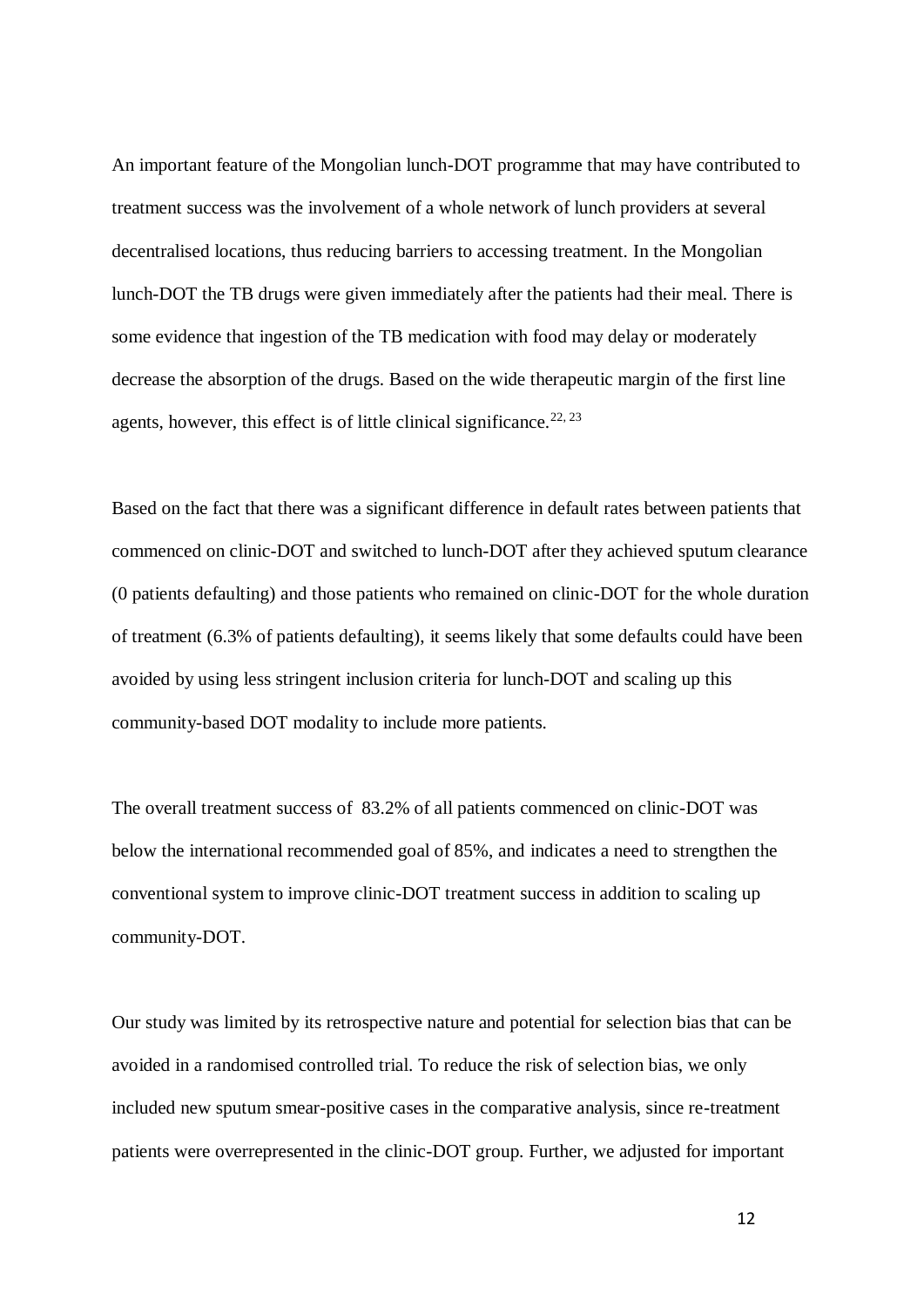An important feature of the Mongolian lunch-DOT programme that may have contributed to treatment success was the involvement of a whole network of lunch providers at several decentralised locations, thus reducing barriers to accessing treatment. In the Mongolian lunch-DOT the TB drugs were given immediately after the patients had their meal. There is some evidence that ingestion of the TB medication with food may delay or moderately decrease the absorption of the drugs. Based on the wide therapeutic margin of the first line agents, however, this effect is of little clinical significance.[22, 23]

Based on the fact that there was a significant difference in default rates between patients that commenced on clinic-DOT and switched to lunch-DOT after they achieved sputum clearance (0 patients defaulting) and those patients who remained on clinic-DOT for the whole duration of treatment (6.3% of patients defaulting), it seems likely that some defaults could have been avoided by using less stringent inclusion criteria for lunch-DOT and scaling up this community-based DOT modality to include more patients.

The overall treatment success of 83.2% of all patients commenced on clinic-DOT was below the international recommended goal of 85%, and indicates a need to strengthen the conventional system to improve clinic-DOT treatment success in addition to scaling up community-DOT.

Our study was limited by its retrospective nature and potential for selection bias that can be avoided in a randomised controlled trial. To reduce the risk of selection bias, we only included new sputum smear-positive cases in the comparative analysis, since re-treatment patients were overrepresented in the clinic-DOT group. Further, we adjusted for important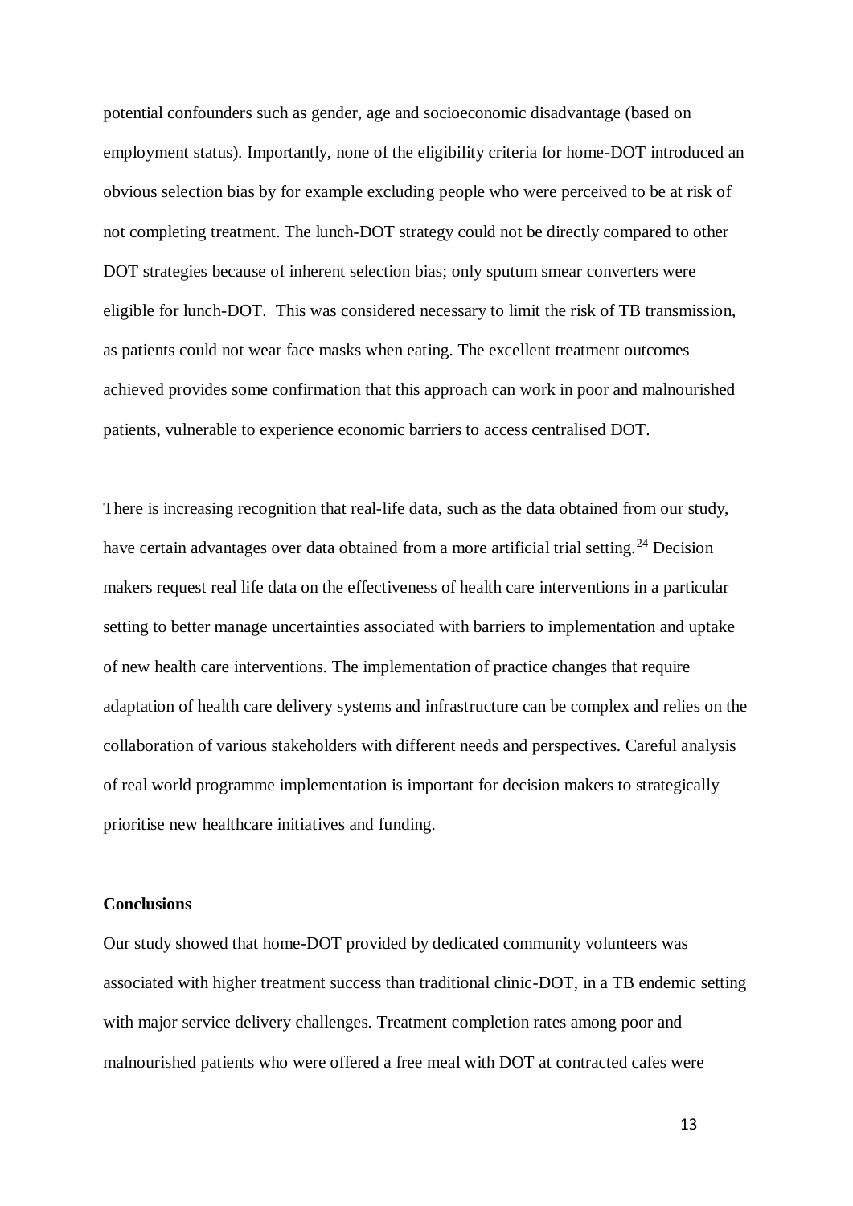potential confounders such as gender, age and socioeconomic disadvantage (based on employment status). Importantly, none of the eligibility criteria for home-DOT introduced an obvious selection bias by for example excluding people who were perceived to be at risk of not completing treatment. The lunch-DOT strategy could not be directly compared to other DOT strategies because of inherent selection bias; only sputum smear converters were eligible for lunch-DOT. This was considered necessary to limit the risk of TB transmission, as patients could not wear face masks when eating. The excellent treatment outcomes achieved provides some confirmation that this approach can work in poor and malnourished patients, vulnerable to experience economic barriers to access centralised DOT.

There is increasing recognition that real-life data, such as the data obtained from our study, have certain advantages over data obtained from a more artificial trial setting.[24] Decision makers request real life data on the effectiveness of health care interventions in a particular setting to better manage uncertainties associated with barriers to implementation and uptake of new health care interventions. The implementation of practice changes that require adaptation of health care delivery systems and infrastructure can be complex and relies on the collaboration of various stakeholders with different needs and perspectives. Careful analysis of real world programme implementation is important for decision makers to strategically prioritise new healthcare initiatives and funding.

**Conclusions**

Our study showed that home-DOT provided by dedicated community volunteers was associated with higher treatment success than traditional clinic-DOT, in a TB endemic setting with major service delivery challenges. Treatment completion rates among poor and malnourished patients who were offered a free meal with DOT at contracted cafes were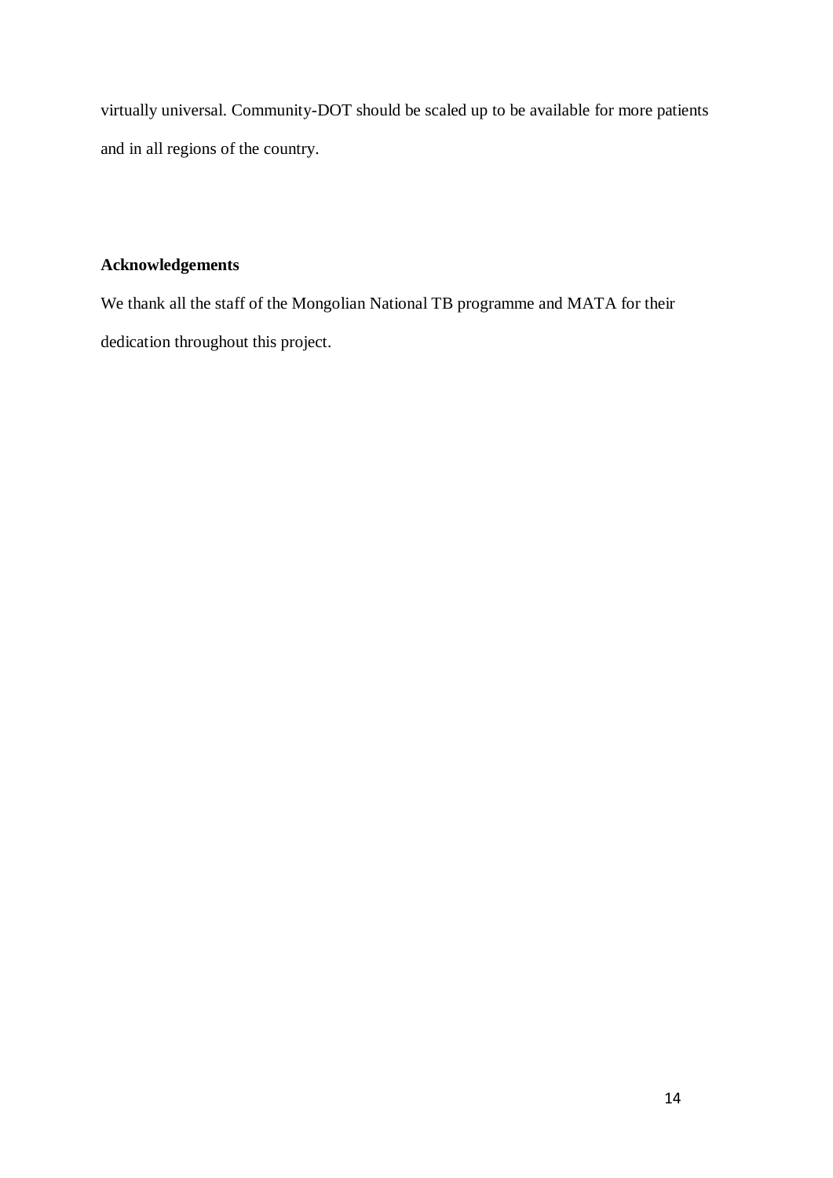virtually universal. Community-DOT should be scaled up to be available for more patients and in all regions of the country.

## Acknowledgements

We thank all the staff of the Mongolian National TB programme and MATA for their dedication throughout this project.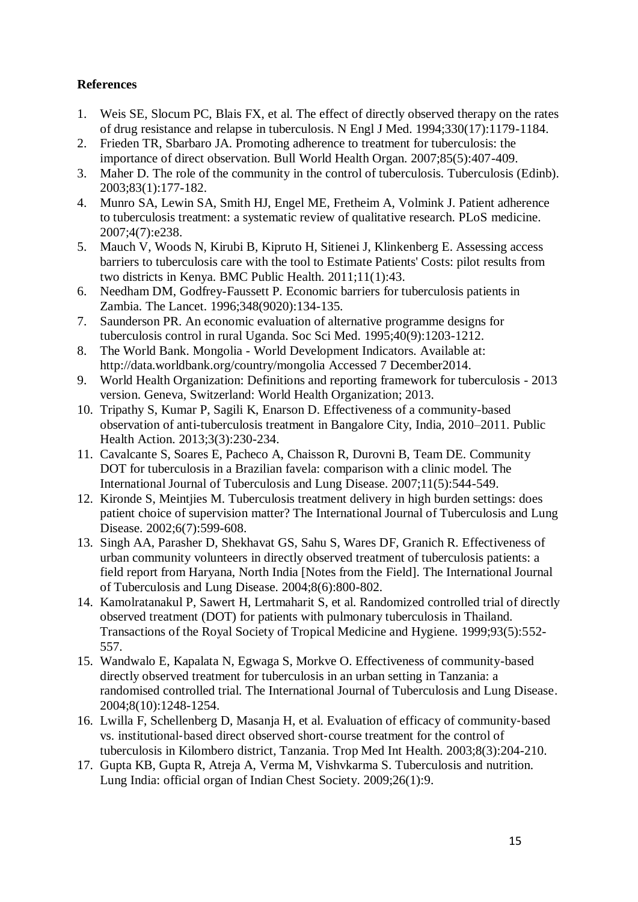**References**

1. Weis SE, Slocum PC, Blais FX, et al. The effect of directly observed therapy on the rates of drug resistance and relapse in tuberculosis. N Engl J Med. 1994;330(17):1179-1184.
2. Frieden TR, Sbarbaro JA. Promoting adherence to treatment for tuberculosis: the importance of direct observation. Bull World Health Organ. 2007;85(5):407-409.
3. Maher D. The role of the community in the control of tuberculosis. Tuberculosis (Edinb). 2003;83(1):177-182.
4. Munro SA, Lewin SA, Smith HJ, Engel ME, Fretheim A, Volmink J. Patient adherence to tuberculosis treatment: a systematic review of qualitative research. PLoS medicine. 2007;4(7):e238.
5. Mauch V, Woods N, Kirubi B, Kipruto H, Sitienei J, Klinkenberg E. Assessing access barriers to tuberculosis care with the tool to Estimate Patients' Costs: pilot results from two districts in Kenya. BMC Public Health. 2011;11(1):43.
6. Needham DM, Godfrey-Faussett P. Economic barriers for tuberculosis patients in Zambia. The Lancet. 1996;348(9020):134-135.
7. Saunderson PR. An economic evaluation of alternative programme designs for tuberculosis control in rural Uganda. Soc Sci Med. 1995;40(9):1203-1212.
8. The World Bank. Mongolia - World Development Indicators. Available at: http://data.worldbank.org/country/mongolia Accessed 7 December2014.
9. World Health Organization: Definitions and reporting framework for tuberculosis - 2013 version. Geneva, Switzerland: World Health Organization; 2013.
10. Tripathy S, Kumar P, Sagili K, Enarson D. Effectiveness of a community-based observation of anti-tuberculosis treatment in Bangalore City, India, 2010–2011. Public Health Action. 2013;3(3):230-234.
11. Cavalcante S, Soares E, Pacheco A, Chaisson R, Durovni B, Team DE. Community DOT for tuberculosis in a Brazilian favela: comparison with a clinic model. The International Journal of Tuberculosis and Lung Disease. 2007;11(5):544-549.
12. Kironde S, Meintjies M. Tuberculosis treatment delivery in high burden settings: does patient choice of supervision matter? The International Journal of Tuberculosis and Lung Disease. 2002;6(7):599-608.
13. Singh AA, Parasher D, Shekhavat GS, Sahu S, Wares DF, Granich R. Effectiveness of urban community volunteers in directly observed treatment of tuberculosis patients: a field report from Haryana, North India [Notes from the Field]. The International Journal of Tuberculosis and Lung Disease. 2004;8(6):800-802.
14. Kamolratanakul P, Sawert H, Lertmaharit S, et al. Randomized controlled trial of directly observed treatment (DOT) for patients with pulmonary tuberculosis in Thailand. Transactions of the Royal Society of Tropical Medicine and Hygiene. 1999;93(5):552-557.
15. Wandwalo E, Kapalata N, Egwaga S, Morkve O. Effectiveness of community-based directly observed treatment for tuberculosis in an urban setting in Tanzania: a randomised controlled trial. The International Journal of Tuberculosis and Lung Disease. 2004;8(10):1248-1254.
16. Lwilla F, Schellenberg D, Masanja H, et al. Evaluation of efficacy of community‐based vs. institutional‐based direct observed short‐course treatment for the control of tuberculosis in Kilombero district, Tanzania. Trop Med Int Health. 2003;8(3):204-210.
17. Gupta KB, Gupta R, Atreja A, Verma M, Vishvkarma S. Tuberculosis and nutrition. Lung India: official organ of Indian Chest Society. 2009;26(1):9.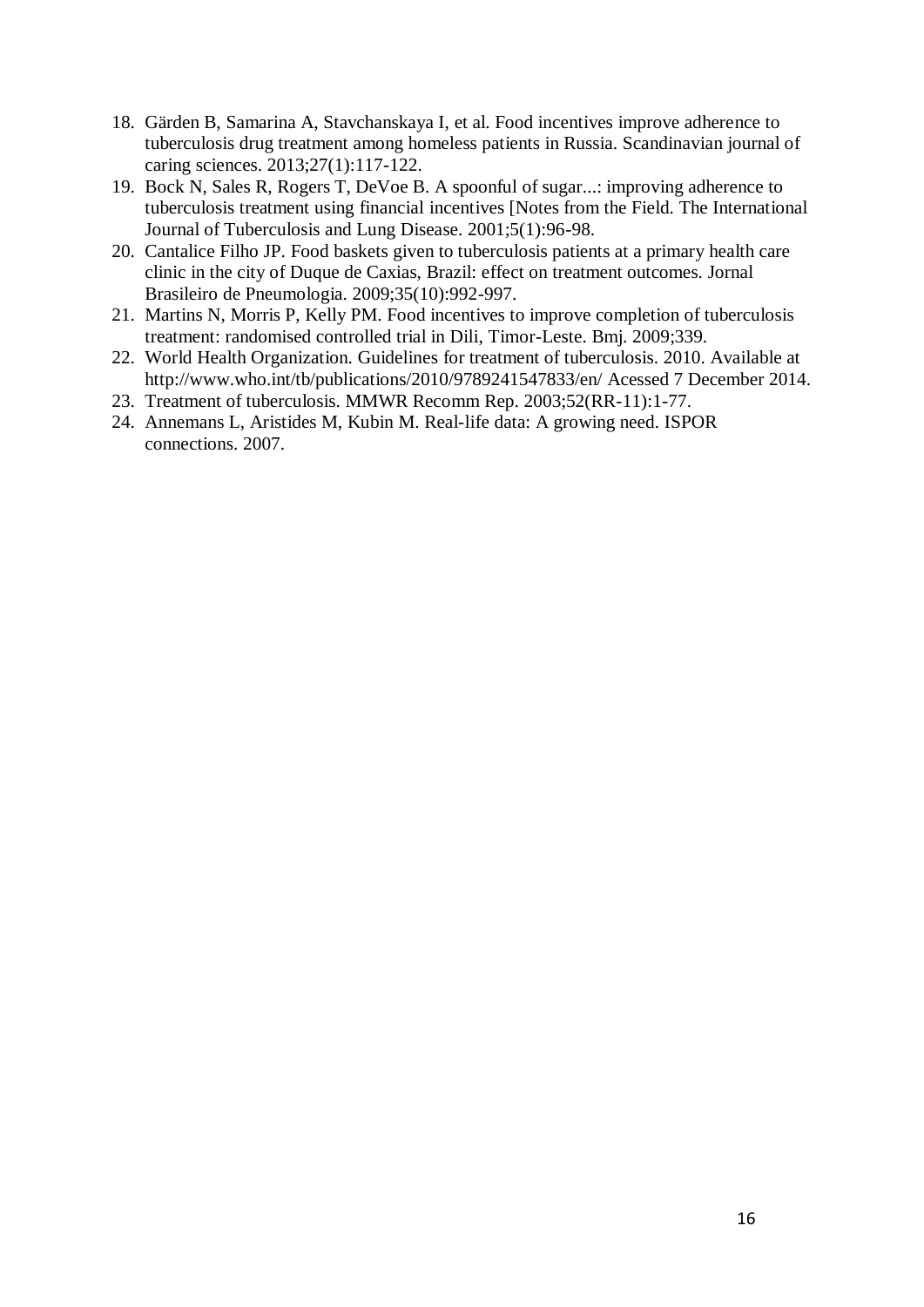18. Gärden B, Samarina A, Stavchanskaya I, et al. Food incentives improve adherence to tuberculosis drug treatment among homeless patients in Russia. Scandinavian journal of caring sciences. 2013;27(1):117-122.
19. Bock N, Sales R, Rogers T, DeVoe B. A spoonful of sugar...: improving adherence to tuberculosis treatment using financial incentives [Notes from the Field. The International Journal of Tuberculosis and Lung Disease. 2001;5(1):96-98.
20. Cantalice Filho JP. Food baskets given to tuberculosis patients at a primary health care clinic in the city of Duque de Caxias, Brazil: effect on treatment outcomes. Jornal Brasileiro de Pneumologia. 2009;35(10):992-997.
21. Martins N, Morris P, Kelly PM. Food incentives to improve completion of tuberculosis treatment: randomised controlled trial in Dili, Timor-Leste. Bmj. 2009;339.
22. World Health Organization. Guidelines for treatment of tuberculosis. 2010. Available at http://www.who.int/tb/publications/2010/9789241547833/en/ Acessed 7 December 2014.
23. Treatment of tuberculosis. MMWR Recomm Rep. 2003;52(RR-11):1-77.
24. Annemans L, Aristides M, Kubin M. Real-life data: A growing need. ISPOR connections. 2007.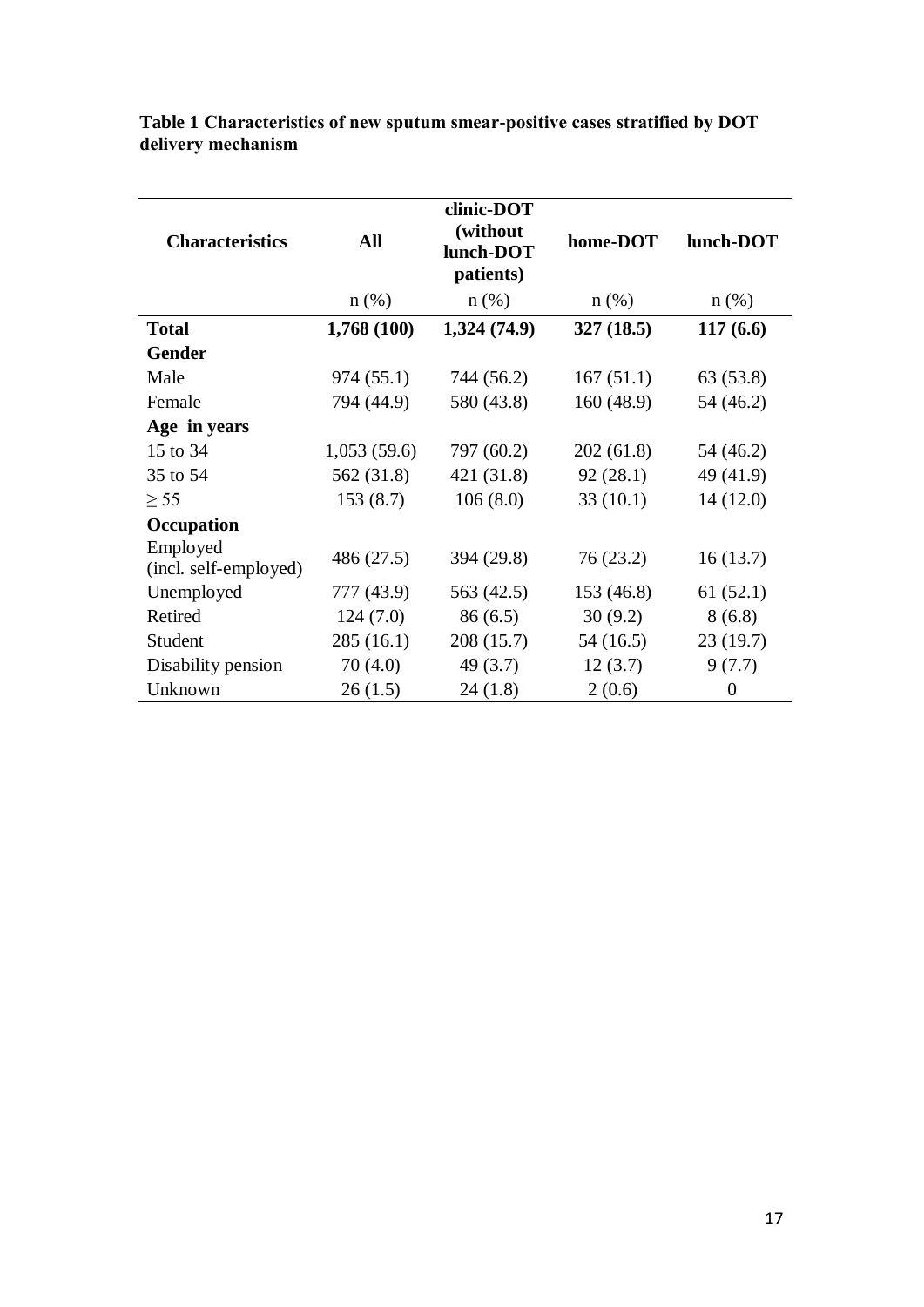**Table 1 Characteristics of new sputum smear-positive cases stratified by DOT delivery mechanism**

| Characteristics | All | clinic-DOT (without lunch-DOT patients) | home-DOT | lunch-DOT |
|---|---|---|---|---|
| | n (%) | n (%) | n (%) | n (%) |
| **Total** | **1,768 (100)** | **1,324 (74.9)** | **327 (18.5)** | **117 (6.6)** |
| **Gender** | | | | |
| Male | 974 (55.1) | 744 (56.2) | 167 (51.1) | 63 (53.8) |
| Female | 794 (44.9) | 580 (43.8) | 160 (48.9) | 54 (46.2) |
| **Age in years** | | | | |
| 15 to 34 | 1,053 (59.6) | 797 (60.2) | 202 (61.8) | 54 (46.2) |
| 35 to 54 | 562 (31.8) | 421 (31.8) | 92 (28.1) | 49 (41.9) |
| ≥ 55 | 153 (8.7) | 106 (8.0) | 33 (10.1) | 14 (12.0) |
| **Occupation** | | | | |
| Employed (incl. self-employed) | 486 (27.5) | 394 (29.8) | 76 (23.2) | 16 (13.7) |
| Unemployed | 777 (43.9) | 563 (42.5) | 153 (46.8) | 61 (52.1) |
| Retired | 124 (7.0) | 86 (6.5) | 30 (9.2) | 8 (6.8) |
| Student | 285 (16.1) | 208 (15.7) | 54 (16.5) | 23 (19.7) |
| Disability pension | 70 (4.0) | 49 (3.7) | 12 (3.7) | 9 (7.7) |
| Unknown | 26 (1.5) | 24 (1.8) | 2 (0.6) | 0 |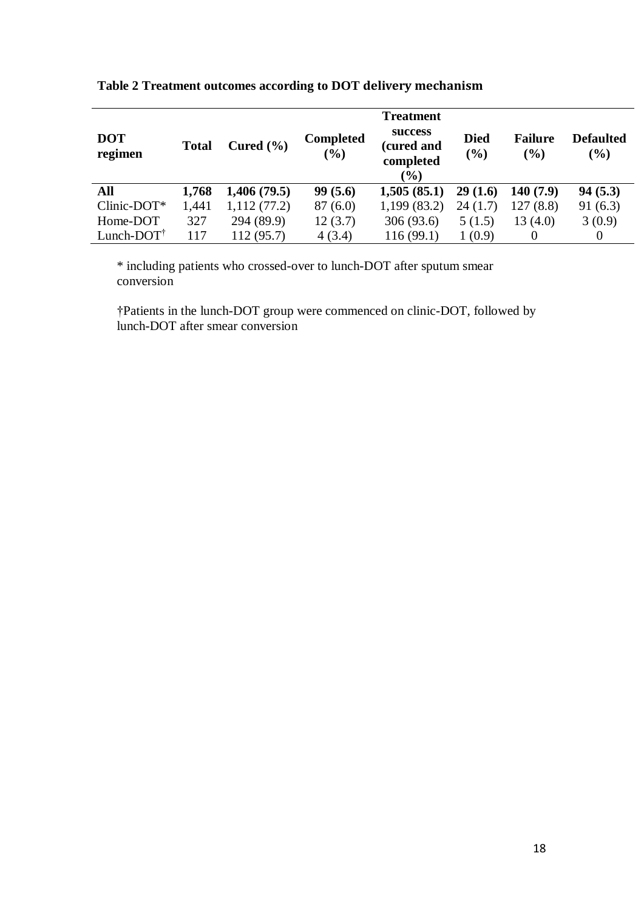**Table 2 Treatment outcomes according to DOT delivery mechanism**

| DOT regimen | Total | Cured (%) | Completed (%) | Treatment success (cured and completed (%) | Died (%) | Failure (%) | Defaulted (%) |
|---|---|---|---|---|---|---|---|
| **All** | **1,768** | **1,406 (79.5)** | **99 (5.6)** | **1,505 (85.1)** | **29 (1.6)** | **140 (7.9)** | **94 (5.3)** |
| Clinic-DOT* | 1,441 | 1,112 (77.2) | 87 (6.0) | 1,199 (83.2) | 24 (1.7) | 127 (8.8) | 91 (6.3) |
| Home-DOT | 327 | 294 (89.9) | 12 (3.7) | 306 (93.6) | 5 (1.5) | 13 (4.0) | 3 (0.9) |
| Lunch-DOT† | 117 | 112 (95.7) | 4 (3.4) | 116 (99.1) | 1 (0.9) | 0 | 0 |

* including patients who crossed-over to lunch-DOT after sputum smear conversion

†Patients in the lunch-DOT group were commenced on clinic-DOT, followed by lunch-DOT after smear conversion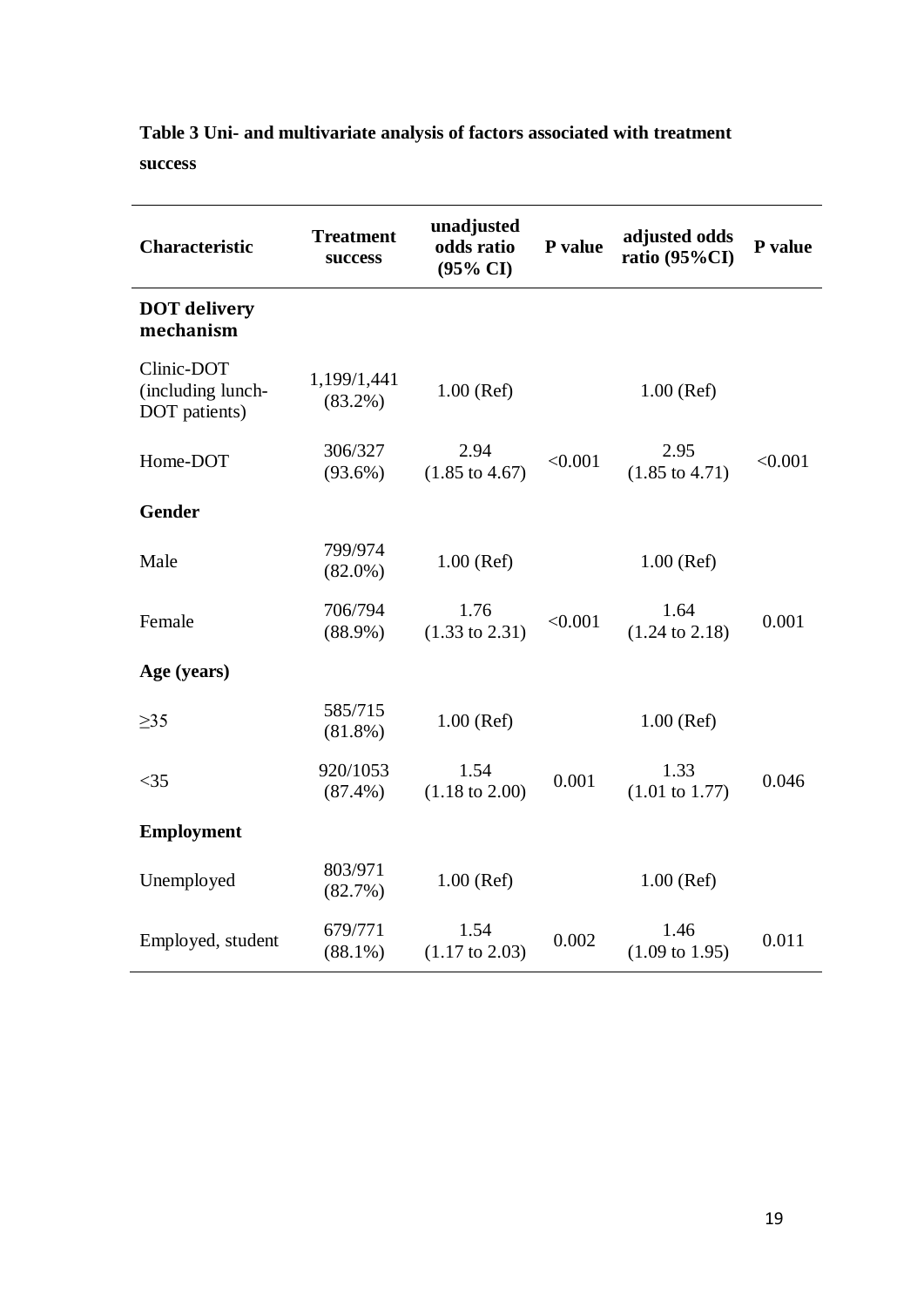**Table 3 Uni- and multivariate analysis of factors associated with treatment success**

| Characteristic | Treatment success | unadjusted odds ratio (95% CI) | P value | adjusted odds ratio (95%CI) | P value |
|---|---|---|---|---|---|
| **DOT delivery mechanism** | | | | | |
| Clinic-DOT (including lunch-DOT patients) | 1,199/1,441 (83.2%) | 1.00 (Ref) | | 1.00 (Ref) | |
| Home-DOT | 306/327 (93.6%) | 2.94 (1.85 to 4.67) | <0.001 | 2.95 (1.85 to 4.71) | <0.001 |
| **Gender** | | | | | |
| Male | 799/974 (82.0%) | 1.00 (Ref) | | 1.00 (Ref) | |
| Female | 706/794 (88.9%) | 1.76 (1.33 to 2.31) | <0.001 | 1.64 (1.24 to 2.18) | 0.001 |
| **Age (years)** | | | | | |
| ≥35 | 585/715 (81.8%) | 1.00 (Ref) | | 1.00 (Ref) | |
| <35 | 920/1053 (87.4%) | 1.54 (1.18 to 2.00) | 0.001 | 1.33 (1.01 to 1.77) | 0.046 |
| **Employment** | | | | | |
| Unemployed | 803/971 (82.7%) | 1.00 (Ref) | | 1.00 (Ref) | |
| Employed, student | 679/771 (88.1%) | 1.54 (1.17 to 2.03) | 0.002 | 1.46 (1.09 to 1.95) | 0.011 |